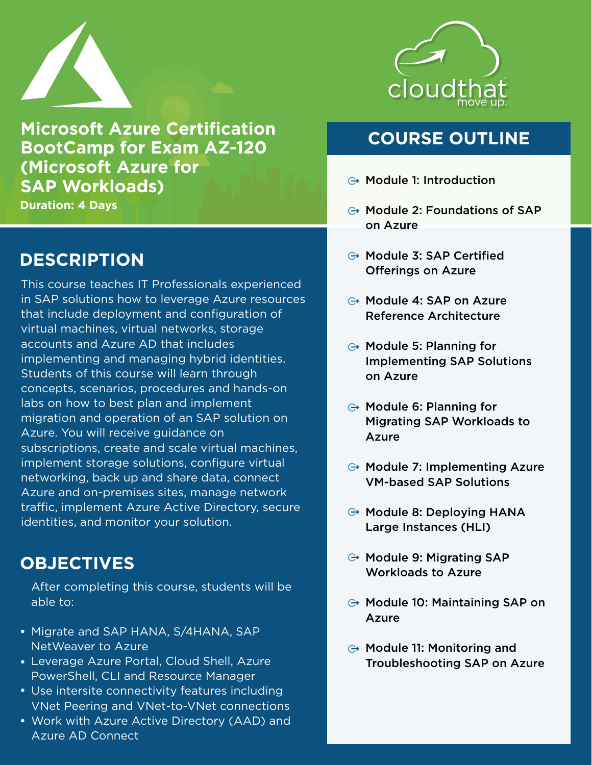# Microsoft Azure Certification BootCamp for Exam AZ-120 (Microsoft Azure for SAP Workloads)

**Duration: 4 Days**

## DESCRIPTION

This course teaches IT Professionals experienced in SAP solutions how to leverage Azure resources that include deployment and configuration of virtual machines, virtual networks, storage accounts and Azure AD that includes implementing and managing hybrid identities. Students of this course will learn through concepts, scenarios, procedures and hands-on labs on how to best plan and implement migration and operation of an SAP solution on Azure. You will receive guidance on subscriptions, create and scale virtual machines, implement storage solutions, configure virtual networking, back up and share data, connect Azure and on-premises sites, manage network traffic, implement Azure Active Directory, secure identities, and monitor your solution.

## OBJECTIVES

After completing this course, students will be able to:

- Migrate and SAP HANA, S/4HANA, SAP NetWeaver to Azure
- Leverage Azure Portal, Cloud Shell, Azure PowerShell, CLI and Resource Manager
- Use intersite connectivity features including VNet Peering and VNet-to-VNet connections
- Work with Azure Active Directory (AAD) and Azure AD Connect

## COURSE OUTLINE

- Module 1: Introduction
- Module 2: Foundations of SAP on Azure
- Module 3: SAP Certified Offerings on Azure
- Module 4: SAP on Azure Reference Architecture
- Module 5: Planning for Implementing SAP Solutions on Azure
- Module 6: Planning for Migrating SAP Workloads to Azure
- Module 7: Implementing Azure VM-based SAP Solutions
- Module 8: Deploying HANA Large Instances (HLI)
- Module 9: Migrating SAP Workloads to Azure
- Module 10: Maintaining SAP on Azure
- Module 11: Monitoring and Troubleshooting SAP on Azure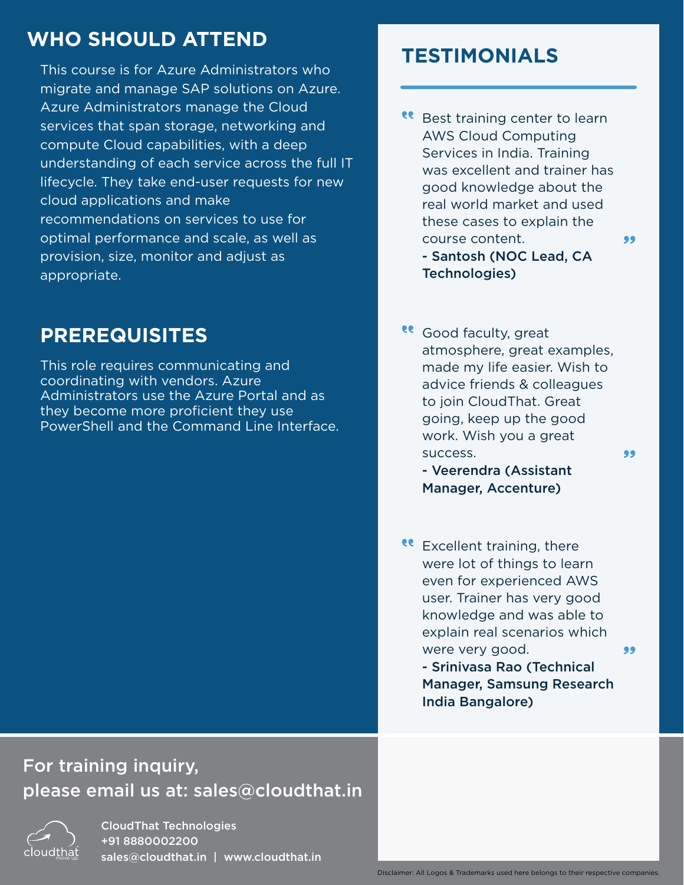## WHO SHOULD ATTEND

This course is for Azure Administrators who migrate and manage SAP solutions on Azure. Azure Administrators manage the Cloud services that span storage, networking and compute Cloud capabilities, with a deep understanding of each service across the full IT lifecycle. They take end-user requests for new cloud applications and make recommendations on services to use for optimal performance and scale, as well as provision, size, monitor and adjust as appropriate.

## PREREQUISITES

This role requires communicating and coordinating with vendors. Azure Administrators use the Azure Portal and as they become more proficient they use PowerShell and the Command Line Interface.

## TESTIMONIALS

"Best training center to learn AWS Cloud Computing Services in India. Training was excellent and trainer has good knowledge about the real world market and used these cases to explain the course content."

**- Santosh (NOC Lead, CA Technologies)**

"Good faculty, great atmosphere, great examples, made my life easier. Wish to advice friends & colleagues to join CloudThat. Great going, keep up the good work. Wish you a great success."

**- Veerendra (Assistant Manager, Accenture)**

"Excellent training, there were lot of things to learn even for experienced AWS user. Trainer has very good knowledge and was able to explain real scenarios which were very good."

**- Srinivasa Rao (Technical Manager, Samsung Research India Bangalore)**

For training inquiry,
please email us at: sales@cloudthat.in

cloudthat move up.

CloudThat Technologies
+91 8880002200
sales@cloudthat.in | www.cloudthat.in

Disclaimer: All Logos & Trademarks used here belongs to their respective companies.